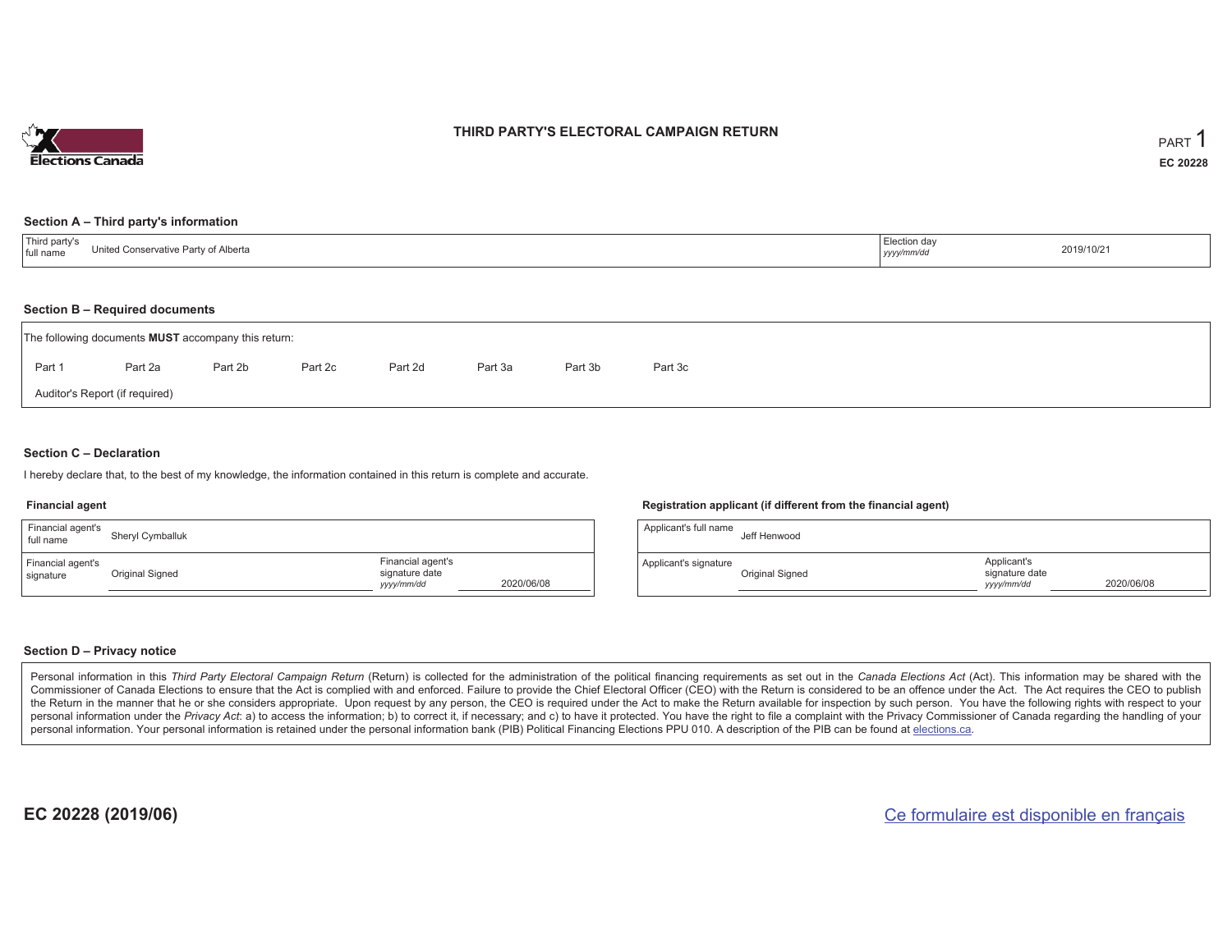# THIRD PARTY'S ELECTORAL CAMPAIGN RETURN

PART 1

**EC 20228**

## Section A – Third party's information

| Third party's full name | United Conservative Party of Alberta | Election day *yyyy/mm/dd* | 2019/10/21 |
|---|---|---|---|

## Section B – Required documents

The following documents **MUST** accompany this return:

Part 1 | Part 2a | Part 2b | Part 2c | Part 2d | Part 3a | Part 3b | Part 3c

Auditor's Report (if required)

## Section C – Declaration

I hereby declare that, to the best of my knowledge, the information contained in this return is complete and accurate.

### Financial agent

| Financial agent's full name | Sheryl Cymballuk | | |
|---|---|---|---|
| Financial agent's signature | Original Signed | Financial agent's signature date *yyyy/mm/dd* | 2020/06/08 |

### Registration applicant (if different from the financial agent)

| Applicant's full name | Jeff Henwood | | |
|---|---|---|---|
| Applicant's signature | Original Signed | Applicant's signature date *yyyy/mm/dd* | 2020/06/08 |

## Section D – Privacy notice

Personal information in this *Third Party Electoral Campaign Return* (Return) is collected for the administration of the political financing requirements as set out in the *Canada Elections Act* (Act). This information may be shared with the Commissioner of Canada Elections to ensure that the Act is complied with and enforced. Failure to provide the Chief Electoral Officer (CEO) with the Return is considered to be an offence under the Act. The Act requires the CEO to publish the Return in the manner that he or she considers appropriate. Upon request by any person, the CEO is required under the Act to make the Return available for inspection by such person. You have the following rights with respect to your personal information under the *Privacy Act*: a) to access the information; b) to correct it, if necessary; and c) to have it protected. You have the right to file a complaint with the Privacy Commissioner of Canada regarding the handling of your personal information. Your personal information is retained under the personal information bank (PIB) Political Financing Elections PPU 010. A description of the PIB can be found at elections.ca.

**EC 20228 (2019/06)**

Ce formulaire est disponible en français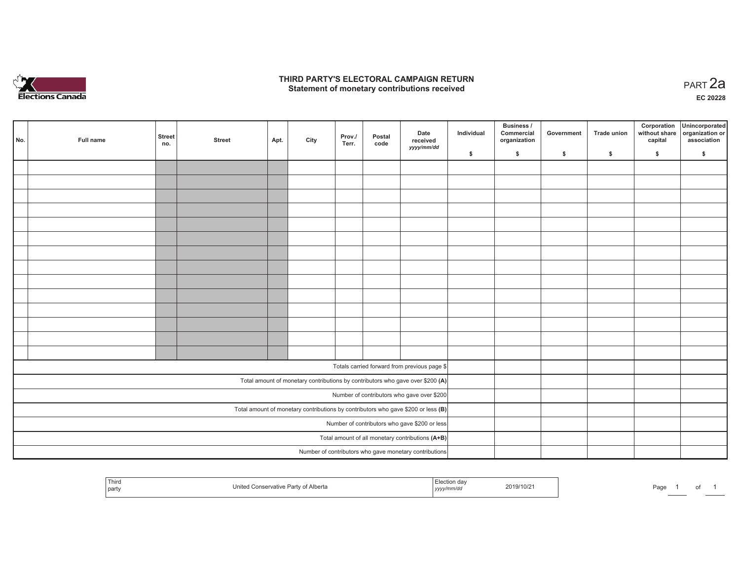# THIRD PARTY'S ELECTORAL CAMPAIGN RETURN
## Statement of monetary contributions received

PART 2a

EC 20228

| No. | Full name | Street no. | Street | Apt. | City | Prov./ Terr. | Postal code | Date received *yyyy/mm/dd* | Individual $ | Business / Commercial organization $ | Government $ | Trade union $ | Corporation without share capital $ | Unincorporated organization or association $ |
|---|---|---|---|---|---|---|---|---|---|---|---|---|---|---|
| | | | | | | | | | | | | | | |
| | | | | | | | | | | | | | | |
| | | | | | | | | | | | | | | |
| | | | | | | | | | | | | | | |
| | | | | | | | | | | | | | | |
| | | | | | | | | | | | | | | |
| | | | | | | | | | | | | | | |
| | | | | | | | | | | | | | | |
| | | | | | | | | | | | | | | |
| | | | | | | | | | | | | | | |
| | | | | | | | | | | | | | | |
| | | | | | | | | | | | | | | |
| | | | | | | | | | | | | | | |
| | | | | | | | | | | | | | | |
| Totals carried forward from previous page $ | | | | | | | | | | | | | | |
| Total amount of monetary contributions by contributors who gave over $200 **(A)** | | | | | | | | | | | | | | |
| Number of contributors who gave over $200 | | | | | | | | | | | | | | |
| Total amount of monetary contributions by contributors who gave $200 or less **(B)** | | | | | | | | | | | | | | |
| Number of contributors who gave $200 or less | | | | | | | | | | | | | | |
| Total amount of all monetary contributions **(A+B)** | | | | | | | | | | | | | | |
| Number of contributors who gave monetary contributions | | | | | | | | | | | | | | |

| Third party | United Conservative Party of Alberta | Election day *yyyy/mm/dd* | 2019/10/21 |
|---|---|---|---|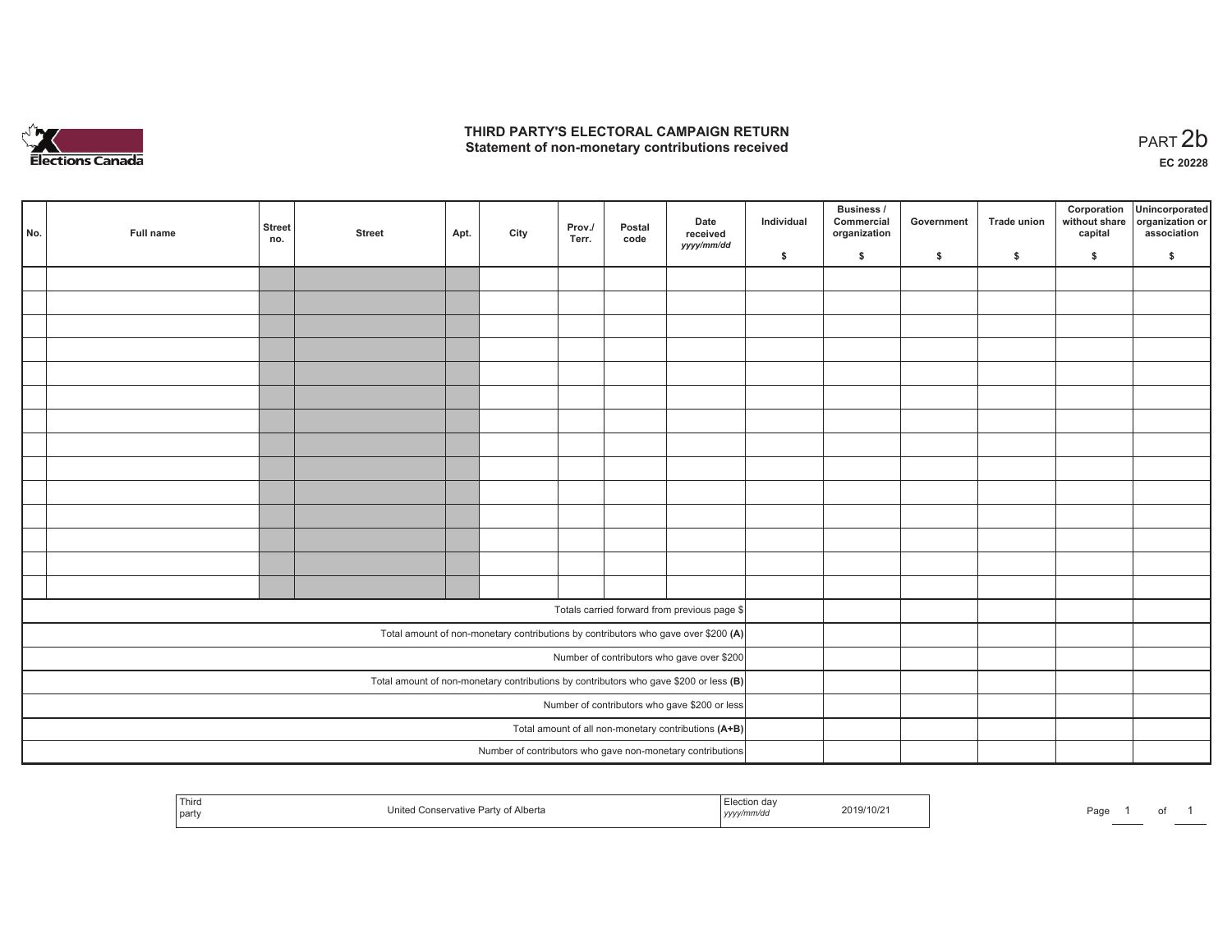# THIRD PARTY'S ELECTORAL CAMPAIGN RETURN
## Statement of non-monetary contributions received

PART 2b

EC 20228

| No. | Full name | Street no. | Street | Apt. | City | Prov./ Terr. | Postal code | Date received yyyy/mm/dd | Individual $ | Business / Commercial organization $ | Government $ | Trade union $ | Corporation without share capital $ | Unincorporated organization or association $ |
|---|---|---|---|---|---|---|---|---|---|---|---|---|---|---|
| | | | | | | | | | | | | | | |
| | | | | | | | | | | | | | | |
| | | | | | | | | | | | | | | |
| | | | | | | | | | | | | | | |
| | | | | | | | | | | | | | | |
| | | | | | | | | | | | | | | |
| | | | | | | | | | | | | | | |
| | | | | | | | | | | | | | | |
| | | | | | | | | | | | | | | |
| | | | | | | | | | | | | | | |
| | | | | | | | | | | | | | | |
| | | | | | | | | | | | | | | |
| | | | | | | | | | | | | | | |
| | | | | | | | | | | | | | | |
| Totals carried forward from previous page $ | | | | | | | | | | | | | | |
| Total amount of non-monetary contributions by contributors who gave over $200 (A) | | | | | | | | | | | | | | |
| Number of contributors who gave over $200 | | | | | | | | | | | | | | |
| Total amount of non-monetary contributions by contributors who gave $200 or less (B) | | | | | | | | | | | | | | |
| Number of contributors who gave $200 or less | | | | | | | | | | | | | | |
| Total amount of all non-monetary contributions (A+B) | | | | | | | | | | | | | | |
| Number of contributors who gave non-monetary contributions | | | | | | | | | | | | | | |

| Third party | United Conservative Party of Alberta | Election day yyyy/mm/dd | 2019/10/21 |
|---|---|---|---|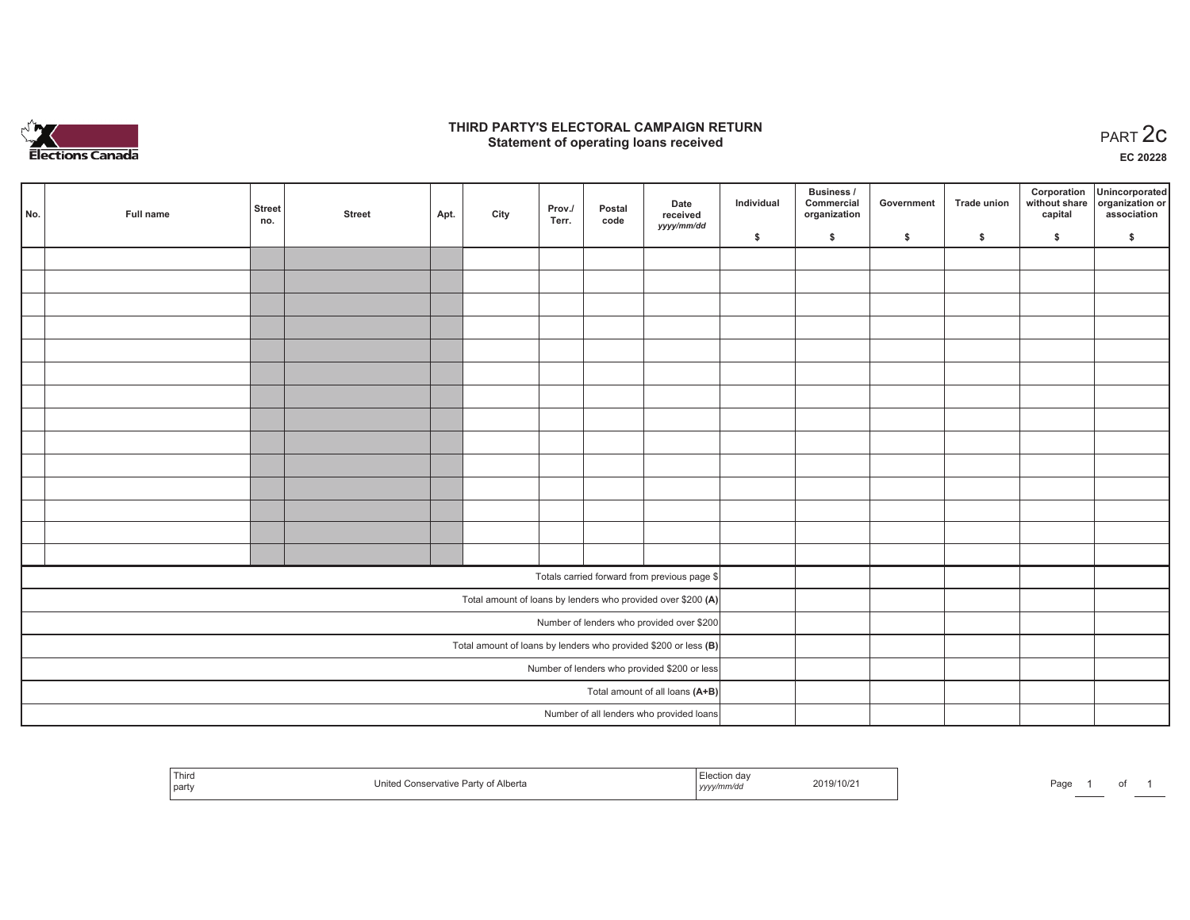Elections Canada

# THIRD PARTY'S ELECTORAL CAMPAIGN RETURN
## Statement of operating loans received

PART 2c

EC 20228

| No. | Full name | Street no. | Street | Apt. | City | Prov./ Terr. | Postal code | Date received yyyy/mm/dd | Individual $ | Business / Commercial organization $ | Government $ | Trade union $ | Corporation without share capital $ | Unincorporated organization or association $ |
|---|---|---|---|---|---|---|---|---|---|---|---|---|---|---|
| | | | | | | | | | | | | | | |
| | | | | | | | | | | | | | | |
| | | | | | | | | | | | | | | |
| | | | | | | | | | | | | | | |
| | | | | | | | | | | | | | | |
| | | | | | | | | | | | | | | |
| | | | | | | | | | | | | | | |
| | | | | | | | | | | | | | | |
| | | | | | | | | | | | | | | |
| | | | | | | | | | | | | | | |
| | | | | | | | | | | | | | | |
| | | | | | | | | | | | | | | |
| | | | | | | | | | | | | | | |
| | | | | | | | | | | | | | | |
| Totals carried forward from previous page $ | | | | | | | | | | | | | | |
| Total amount of loans by lenders who provided over $200 **(A)** | | | | | | | | | | | | | | |
| Number of lenders who provided over $200 | | | | | | | | | | | | | | |
| Total amount of loans by lenders who provided $200 or less **(B)** | | | | | | | | | | | | | | |
| Number of lenders who provided $200 or less | | | | | | | | | | | | | | |
| Total amount of all loans **(A+B)** | | | | | | | | | | | | | | |
| Number of all lenders who provided loans | | | | | | | | | | | | | | |

| Third party | United Conservative Party of Alberta | Election day yyyy/mm/dd | 2019/10/21 |
|---|---|---|---|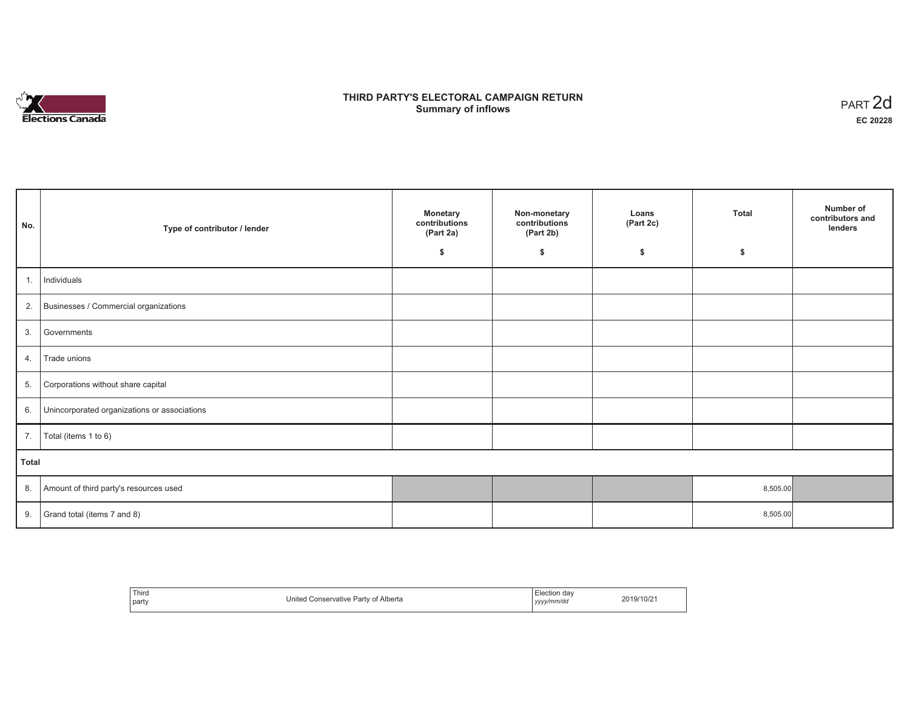# THIRD PARTY'S ELECTORAL CAMPAIGN RETURN
## Summary of inflows

PART 2d

**EC 20228**

| No. | Type of contributor / lender | Monetary contributions (Part 2a) $ | Non-monetary contributions (Part 2b) $ | Loans (Part 2c) $ | Total $ | Number of contributors and lenders |
|---|---|---|---|---|---|---|
| 1. | Individuals | | | | | |
| 2. | Businesses / Commercial organizations | | | | | |
| 3. | Governments | | | | | |
| 4. | Trade unions | | | | | |
| 5. | Corporations without share capital | | | | | |
| 6. | Unincorporated organizations or associations | | | | | |
| 7. | Total (items 1 to 6) | | | | | |
| **Total** | | | | | | |
| 8. | Amount of third party's resources used | | | | 8,505.00 | |
| 9. | Grand total (items 7 and 8) | | | | 8,505.00 | |

| Third party | United Conservative Party of Alberta | Election day *yyyy/mm/dd* | 2019/10/21 |
|---|---|---|---|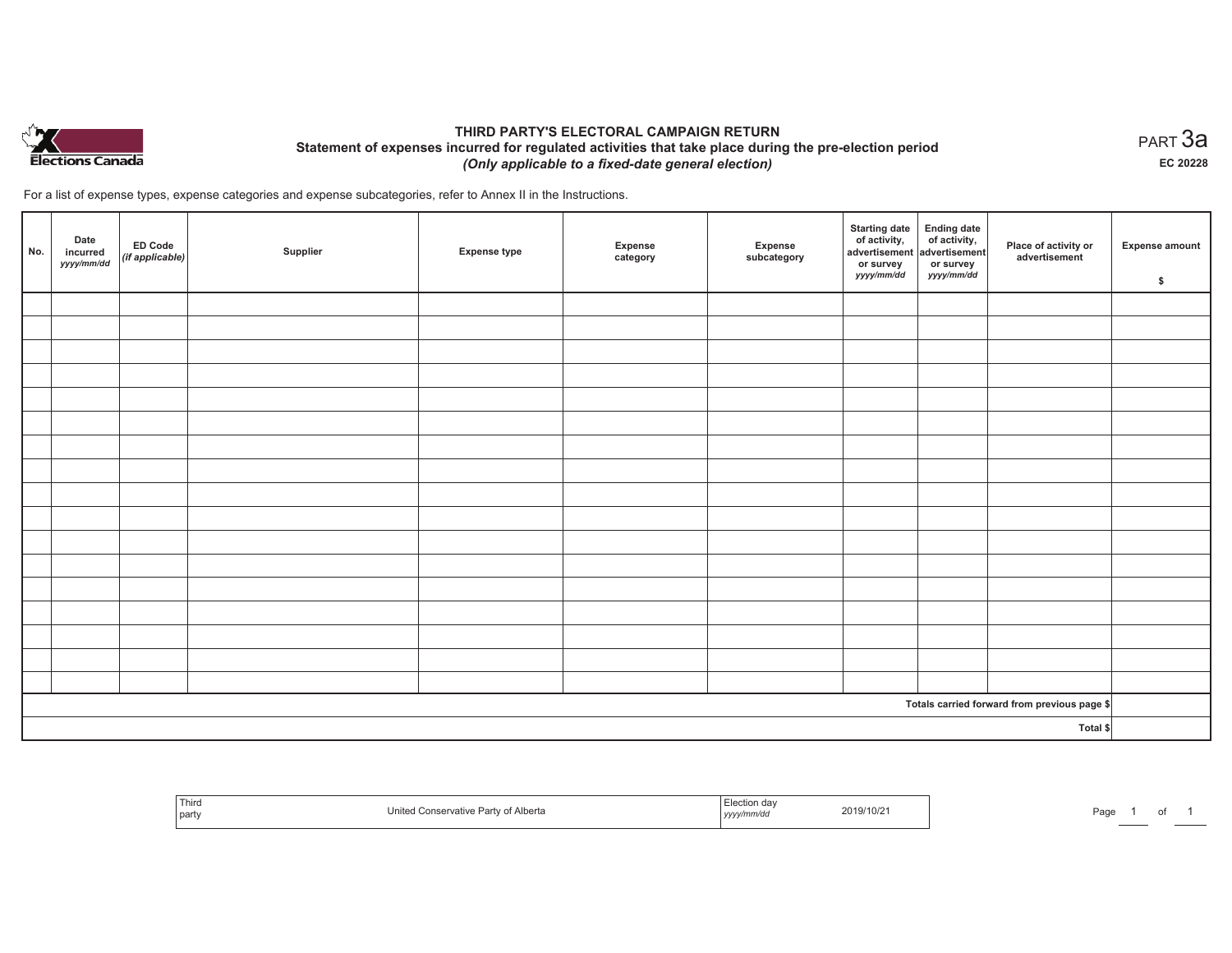Elections Canada

# THIRD PARTY'S ELECTORAL CAMPAIGN RETURN

## Statement of expenses incurred for regulated activities that take place during the pre-election period

*(Only applicable to a fixed-date general election)*

PART 3a

EC 20228

For a list of expense types, expense categories and expense subcategories, refer to Annex II in the Instructions.

| No. | Date incurred *yyyy/mm/dd* | ED Code *(if applicable)* | Supplier | Expense type | Expense category | Expense subcategory | Starting date of activity, advertisement or survey *yyyy/mm/dd* | Ending date of activity, advertisement or survey *yyyy/mm/dd* | Place of activity or advertisement | Expense amount $ |
|---|---|---|---|---|---|---|---|---|---|---|
| | | | | | | | | | | |
| | | | | | | | | | | |
| | | | | | | | | | | |
| | | | | | | | | | | |
| | | | | | | | | | | |
| | | | | | | | | | | |
| | | | | | | | | | | |
| | | | | | | | | | | |
| | | | | | | | | | | |
| | | | | | | | | | | |
| | | | | | | | | | | |
| | | | | | | | | | | |
| | | | | | | | | | | |
| | | | | | | | | | | |
| | | | | | | | | | | |
| | | | | | | | | | | |
| | | | | | | | | | | |
| | | | | | | | | | Totals carried forward from previous page $ | |
| | | | | | | | | | Total $ | |

| Third party | United Conservative Party of Alberta | Election day *yyyy/mm/dd* | 2019/10/21 |
|---|---|---|---|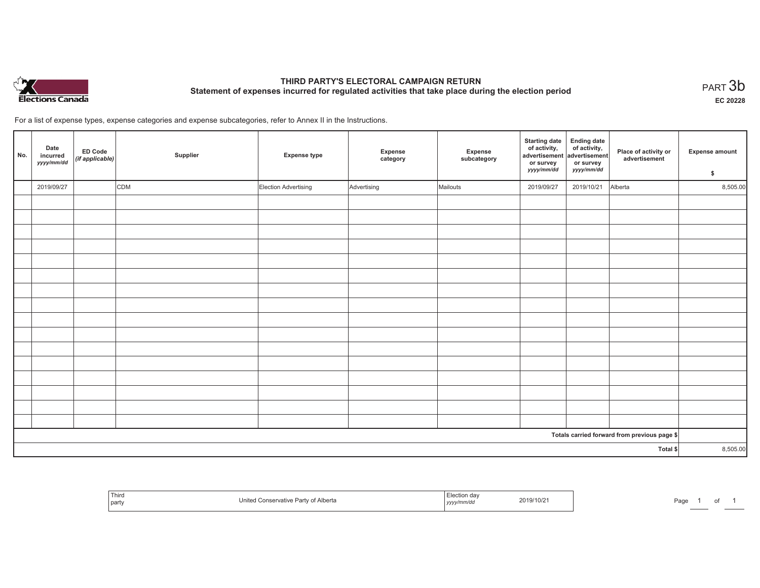# THIRD PARTY'S ELECTORAL CAMPAIGN RETURN

## Statement of expenses incurred for regulated activities that take place during the election period

PART 3b

EC 20228

For a list of expense types, expense categories and expense subcategories, refer to Annex II in the Instructions.

| No. | Date incurred *yyyy/mm/dd* | ED Code *(if applicable)* | Supplier | Expense type | Expense category | Expense subcategory | Starting date of activity, advertisement or survey *yyyy/mm/dd* | Ending date of activity, advertisement or survey *yyyy/mm/dd* | Place of activity or advertisement | Expense amount $ |
|---|---|---|---|---|---|---|---|---|---|---|
| | 2019/09/27 | | CDM | Election Advertising | Advertising | Mailouts | 2019/09/27 | 2019/10/21 | Alberta | 8,505.00 |
| | | | | | | | | | | |
| | | | | | | | | | | |
| | | | | | | | | | | |
| | | | | | | | | | | |
| | | | | | | | | | | |
| | | | | | | | | | | |
| | | | | | | | | | | |
| | | | | | | | | | | |
| | | | | | | | | | | |
| | | | | | | | | | | |
| | | | | | | | | | | |
| | | | | | | | | | | |
| | | | | | | | | | | |
| | | | | | | | | | | |
| | | | | | | | | | | |
| | | | | | | | | | | |
| Totals carried forward from previous page $ | | | | | | | | | | |
| Total $ | | | | | | | | | | 8,505.00 |

| Third party | United Conservative Party of Alberta | Election day *yyyy/mm/dd* | 2019/10/21 |
|---|---|---|---|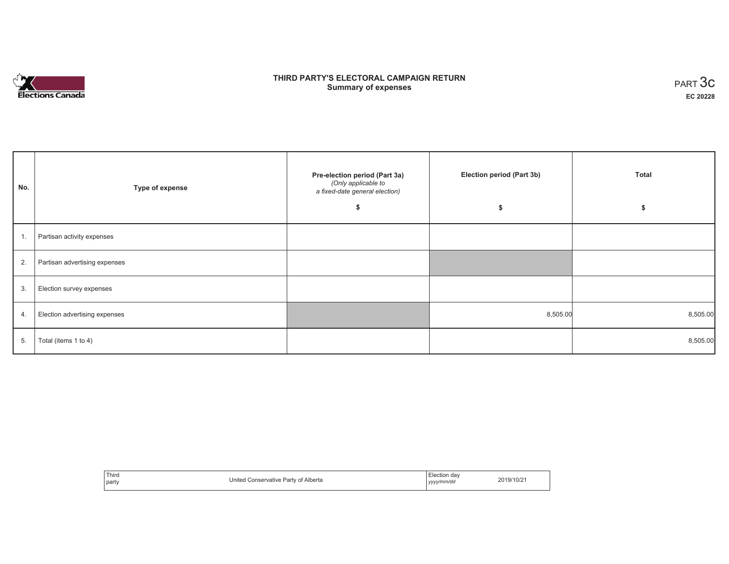# THIRD PARTY'S ELECTORAL CAMPAIGN RETURN
## Summary of expenses

PART 3c

EC 20228

| No. | Type of expense | Pre-election period (Part 3a) *(Only applicable to a fixed-date general election)* $ | Election period (Part 3b) $ | Total $ |
|---|---|---|---|---|
| 1. | Partisan activity expenses | | | |
| 2. | Partisan advertising expenses | | | |
| 3. | Election survey expenses | | | |
| 4. | Election advertising expenses | | 8,505.00 | 8,505.00 |
| 5. | Total (items 1 to 4) | | | 8,505.00 |

| Third party | United Conservative Party of Alberta | Election day *yyyy/mm/dd* | 2019/10/21 |
|---|---|---|---|